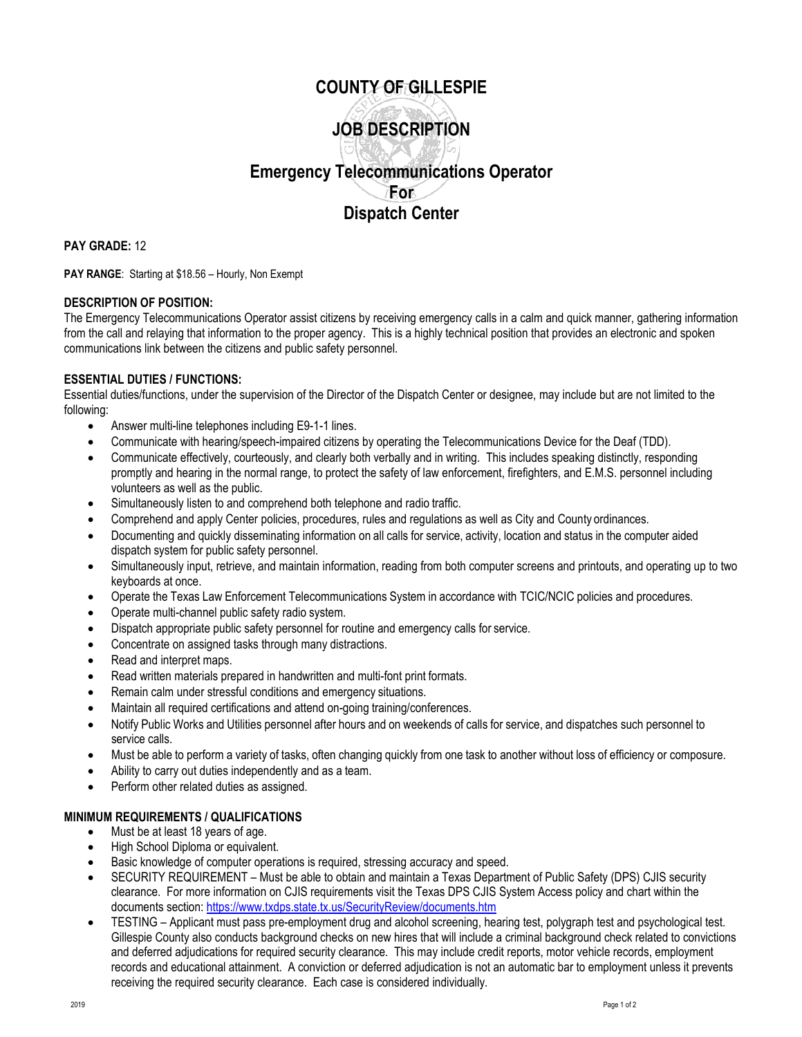# COUNTY OF GILLESPIE

# JOB DESCRIPTION

## Emergency Telecommunications Operator
## For
## Dispatch Center

**PAY GRADE:** 12

**PAY RANGE**: Starting at $18.56 – Hourly, Non Exempt

**DESCRIPTION OF POSITION:**
The Emergency Telecommunications Operator assist citizens by receiving emergency calls in a calm and quick manner, gathering information from the call and relaying that information to the proper agency. This is a highly technical position that provides an electronic and spoken communications link between the citizens and public safety personnel.

**ESSENTIAL DUTIES / FUNCTIONS:**
Essential duties/functions, under the supervision of the Director of the Dispatch Center or designee, may include but are not limited to the following:

- Answer multi-line telephones including E9-1-1 lines.
- Communicate with hearing/speech-impaired citizens by operating the Telecommunications Device for the Deaf (TDD).
- Communicate effectively, courteously, and clearly both verbally and in writing. This includes speaking distinctly, responding promptly and hearing in the normal range, to protect the safety of law enforcement, firefighters, and E.M.S. personnel including volunteers as well as the public.
- Simultaneously listen to and comprehend both telephone and radio traffic.
- Comprehend and apply Center policies, procedures, rules and regulations as well as City and County ordinances.
- Documenting and quickly disseminating information on all calls for service, activity, location and status in the computer aided dispatch system for public safety personnel.
- Simultaneously input, retrieve, and maintain information, reading from both computer screens and printouts, and operating up to two keyboards at once.
- Operate the Texas Law Enforcement Telecommunications System in accordance with TCIC/NCIC policies and procedures.
- Operate multi-channel public safety radio system.
- Dispatch appropriate public safety personnel for routine and emergency calls for service.
- Concentrate on assigned tasks through many distractions.
- Read and interpret maps.
- Read written materials prepared in handwritten and multi-font print formats.
- Remain calm under stressful conditions and emergency situations.
- Maintain all required certifications and attend on-going training/conferences.
- Notify Public Works and Utilities personnel after hours and on weekends of calls for service, and dispatches such personnel to service calls.
- Must be able to perform a variety of tasks, often changing quickly from one task to another without loss of efficiency or composure.
- Ability to carry out duties independently and as a team.
- Perform other related duties as assigned.

**MINIMUM REQUIREMENTS / QUALIFICATIONS**

- Must be at least 18 years of age.
- High School Diploma or equivalent.
- Basic knowledge of computer operations is required, stressing accuracy and speed.
- SECURITY REQUIREMENT – Must be able to obtain and maintain a Texas Department of Public Safety (DPS) CJIS security clearance. For more information on CJIS requirements visit the Texas DPS CJIS System Access policy and chart within the documents section: https://www.txdps.state.tx.us/SecurityReview/documents.htm
- TESTING – Applicant must pass pre-employment drug and alcohol screening, hearing test, polygraph test and psychological test. Gillespie County also conducts background checks on new hires that will include a criminal background check related to convictions and deferred adjudications for required security clearance. This may include credit reports, motor vehicle records, employment records and educational attainment. A conviction or deferred adjudication is not an automatic bar to employment unless it prevents receiving the required security clearance. Each case is considered individually.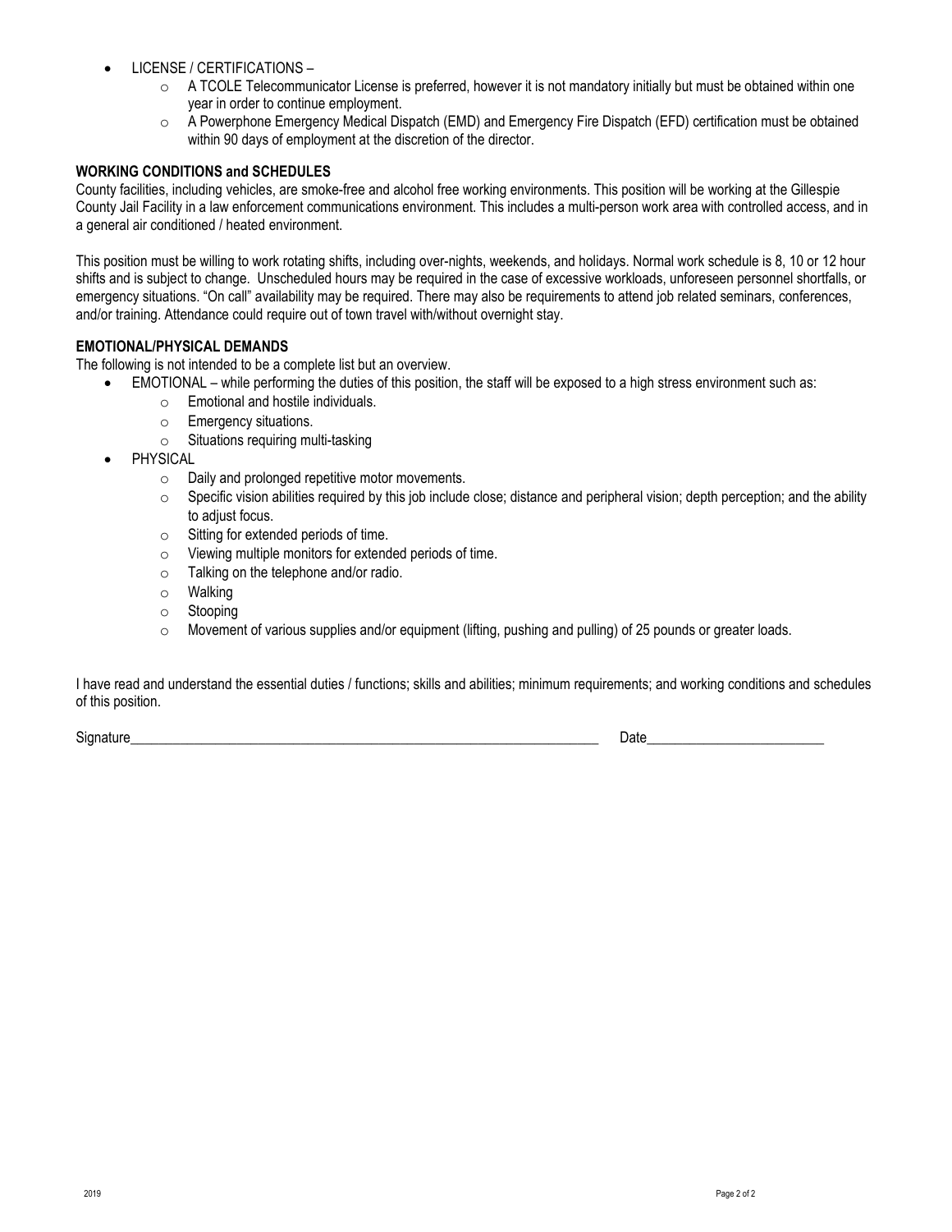- LICENSE / CERTIFICATIONS –
  - A TCOLE Telecommunicator License is preferred, however it is not mandatory initially but must be obtained within one year in order to continue employment.
  - A Powerphone Emergency Medical Dispatch (EMD) and Emergency Fire Dispatch (EFD) certification must be obtained within 90 days of employment at the discretion of the director.

**WORKING CONDITIONS and SCHEDULES**

County facilities, including vehicles, are smoke-free and alcohol free working environments. This position will be working at the Gillespie County Jail Facility in a law enforcement communications environment. This includes a multi-person work area with controlled access, and in a general air conditioned / heated environment.

This position must be willing to work rotating shifts, including over-nights, weekends, and holidays. Normal work schedule is 8, 10 or 12 hour shifts and is subject to change. Unscheduled hours may be required in the case of excessive workloads, unforeseen personnel shortfalls, or emergency situations. "On call" availability may be required. There may also be requirements to attend job related seminars, conferences, and/or training. Attendance could require out of town travel with/without overnight stay.

**EMOTIONAL/PHYSICAL DEMANDS**

The following is not intended to be a complete list but an overview.

- EMOTIONAL – while performing the duties of this position, the staff will be exposed to a high stress environment such as:
  - Emotional and hostile individuals.
  - Emergency situations.
  - Situations requiring multi-tasking
- PHYSICAL
  - Daily and prolonged repetitive motor movements.
  - Specific vision abilities required by this job include close; distance and peripheral vision; depth perception; and the ability to adjust focus.
  - Sitting for extended periods of time.
  - Viewing multiple monitors for extended periods of time.
  - Talking on the telephone and/or radio.
  - Walking
  - Stooping
  - Movement of various supplies and/or equipment (lifting, pushing and pulling) of 25 pounds or greater loads.

I have read and understand the essential duties / functions; skills and abilities; minimum requirements; and working conditions and schedules of this position.

Signature_____________________________________________________________________ Date_________________________

2019